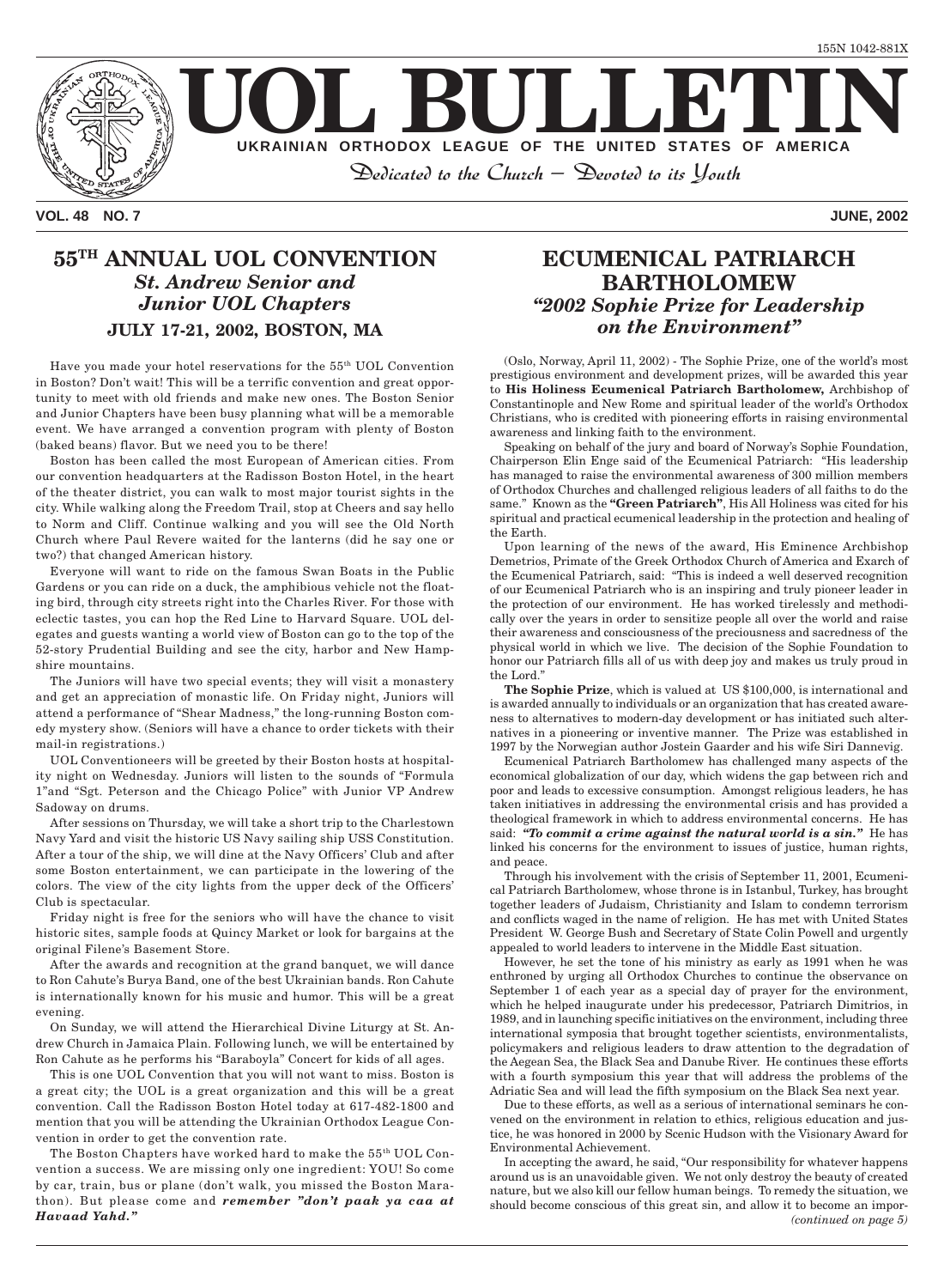155N 1042-881X

# UOL BULLETIN

**UKRAINIAN ORTHODOX LEAGUE OF THE UNITED STATES OF AMERICA**

*Dedicated to the Church — Devoted to its Youth*

**VOL. 48 NO. 7** **JUNE, 2002**

## 55TH ANNUAL UOL CONVENTION

### *St. Andrew Senior and Junior UOL Chapters*

### JULY 17-21, 2002, BOSTON, MA

Have you made your hotel reservations for the 55th UOL Convention in Boston? Don't wait! This will be a terrific convention and great opportunity to meet with old friends and make new ones. The Boston Senior and Junior Chapters have been busy planning what will be a memorable event. We have arranged a convention program with plenty of Boston (baked beans) flavor. But we need you to be there!

Boston has been called the most European of American cities. From our convention headquarters at the Radisson Boston Hotel, in the heart of the theater district, you can walk to most major tourist sights in the city. While walking along the Freedom Trail, stop at Cheers and say hello to Norm and Cliff. Continue walking and you will see the Old North Church where Paul Revere waited for the lanterns (did he say one or two?) that changed American history.

Everyone will want to ride on the famous Swan Boats in the Public Gardens or you can ride on a duck, the amphibious vehicle not the floating bird, through city streets right into the Charles River. For those with eclectic tastes, you can hop the Red Line to Harvard Square. UOL delegates and guests wanting a world view of Boston can go to the top of the 52-story Prudential Building and see the city, harbor and New Hampshire mountains.

The Juniors will have two special events; they will visit a monastery and get an appreciation of monastic life. On Friday night, Juniors will attend a performance of "Shear Madness," the long-running Boston comedy mystery show. (Seniors will have a chance to order tickets with their mail-in registrations.)

UOL Conventioneers will be greeted by their Boston hosts at hospitality night on Wednesday. Juniors will listen to the sounds of "Formula 1"and "Sgt. Peterson and the Chicago Police" with Junior VP Andrew Sadoway on drums.

After sessions on Thursday, we will take a short trip to the Charlestown Navy Yard and visit the historic US Navy sailing ship USS Constitution. After a tour of the ship, we will dine at the Navy Officers' Club and after some Boston entertainment, we can participate in the lowering of the colors. The view of the city lights from the upper deck of the Officers' Club is spectacular.

Friday night is free for the seniors who will have the chance to visit historic sites, sample foods at Quincy Market or look for bargains at the original Filene's Basement Store.

After the awards and recognition at the grand banquet, we will dance to Ron Cahute's Burya Band, one of the best Ukrainian bands. Ron Cahute is internationally known for his music and humor. This will be a great evening.

On Sunday, we will attend the Hierarchical Divine Liturgy at St. Andrew Church in Jamaica Plain. Following lunch, we will be entertained by Ron Cahute as he performs his "Baraboyla" Concert for kids of all ages.

This is one UOL Convention that you will not want to miss. Boston is a great city; the UOL is a great organization and this will be a great convention. Call the Radisson Boston Hotel today at 617-482-1800 and mention that you will be attending the Ukrainian Orthodox League Convention in order to get the convention rate.

The Boston Chapters have worked hard to make the 55th UOL Convention a success. We are missing only one ingredient: YOU! So come by car, train, bus or plane (don't walk, you missed the Boston Marathon). But please come and ***remember "don't paak ya caa at Havaad Yahd."***

## ECUMENICAL PATRIARCH BARTHOLOMEW

### *"2002 Sophie Prize for Leadership on the Environment"*

(Oslo, Norway, April 11, 2002) - The Sophie Prize, one of the world's most prestigious environment and development prizes, will be awarded this year to **His Holiness Ecumenical Patriarch Bartholomew,** Archbishop of Constantinople and New Rome and spiritual leader of the world's Orthodox Christians, who is credited with pioneering efforts in raising environmental awareness and linking faith to the environment.

Speaking on behalf of the jury and board of Norway's Sophie Foundation, Chairperson Elin Enge said of the Ecumenical Patriarch: "His leadership has managed to raise the environmental awareness of 300 million members of Orthodox Churches and challenged religious leaders of all faiths to do the same." Known as the **"Green Patriarch"**, His All Holiness was cited for his spiritual and practical ecumenical leadership in the protection and healing of the Earth.

Upon learning of the news of the award, His Eminence Archbishop Demetrios, Primate of the Greek Orthodox Church of America and Exarch of the Ecumenical Patriarch, said: "This is indeed a well deserved recognition of our Ecumenical Patriarch who is an inspiring and truly pioneer leader in the protection of our environment. He has worked tirelessly and methodically over the years in order to sensitize people all over the world and raise their awareness and consciousness of the preciousness and sacredness of the physical world in which we live. The decision of the Sophie Foundation to honor our Patriarch fills all of us with deep joy and makes us truly proud in the Lord."

**The Sophie Prize**, which is valued at US $100,000, is international and is awarded annually to individuals or an organization that has created awareness to alternatives to modern-day development or has initiated such alternatives in a pioneering or inventive manner. The Prize was established in 1997 by the Norwegian author Jostein Gaarder and his wife Siri Dannevig.

Ecumenical Patriarch Bartholomew has challenged many aspects of the economical globalization of our day, which widens the gap between rich and poor and leads to excessive consumption. Amongst religious leaders, he has taken initiatives in addressing the environmental crisis and has provided a theological framework in which to address environmental concerns. He has said: ***"To commit a crime against the natural world is a sin."*** He has linked his concerns for the environment to issues of justice, human rights, and peace.

Through his involvement with the crisis of September 11, 2001, Ecumenical Patriarch Bartholomew, whose throne is in Istanbul, Turkey, has brought together leaders of Judaism, Christianity and Islam to condemn terrorism and conflicts waged in the name of religion. He has met with United States President W. George Bush and Secretary of State Colin Powell and urgently appealed to world leaders to intervene in the Middle East situation.

However, he set the tone of his ministry as early as 1991 when he was enthroned by urging all Orthodox Churches to continue the observance on September 1 of each year as a special day of prayer for the environment, which he helped inaugurate under his predecessor, Patriarch Dimitrios, in 1989, and in launching specific initiatives on the environment, including three international symposia that brought together scientists, environmentalists, policymakers and religious leaders to draw attention to the degradation of the Aegean Sea, the Black Sea and Danube River. He continues these efforts with a fourth symposium this year that will address the problems of the Adriatic Sea and will lead the fifth symposium on the Black Sea next year.

Due to these efforts, as well as a serious of international seminars he convened on the environment in relation to ethics, religious education and justice, he was honored in 2000 by Scenic Hudson with the Visionary Award for Environmental Achievement.

In accepting the award, he said, "Our responsibility for whatever happens around us is an unavoidable given. We not only destroy the beauty of created nature, but we also kill our fellow human beings. To remedy the situation, we should become conscious of this great sin, and allow it to become an impor-

*(continued on page 5)*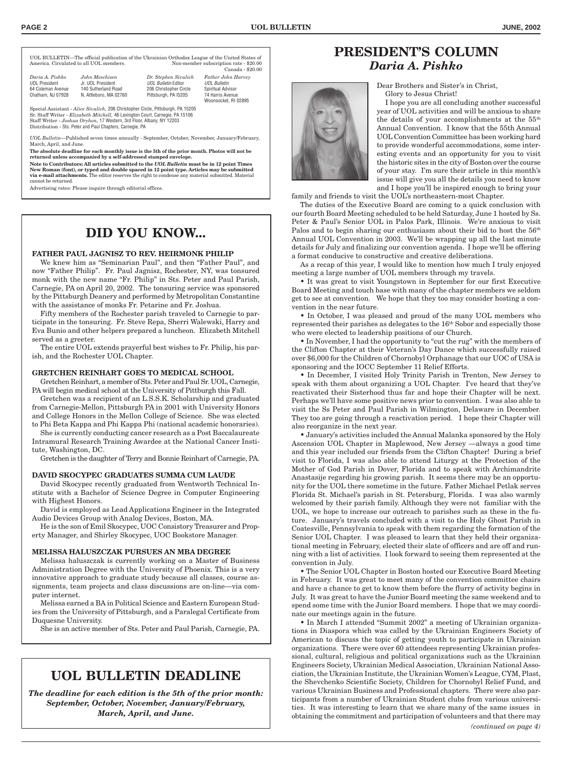UOL BULLETIN—The official publication of the Ukrainian Orthodox League of the United States of America. Circulated to all UOL members. Non-member subscription rate - $20.00 Canada - $20.00

| *Daria A. Pishko* | *John Meschisen* | *Dr. Stephen Sivulich* | *Father John Harvey* |
|---|---|---|---|
| UOL President | Jr. UOL President | *UOL Bulletin* Editor | *UOL Bulletin* Spiritual Advisor |
| 64 Coleman Avenue | 140 Sutherland Road | 206 Christopher Circle | 74 Harris Avenue |
| Chatham, NJ 07928 | N. Attleboro, MA 02760 | Pittsburgh, PA 15205 | Woonsocket, RI 02895 |

Special Assistant - *Alice Sivulich*, 206 Christopher Circle, Pittsburgh, PA 15205
Sr. Staff Writer - *Elizabeth Mitchell*, 46 Lexington Court, Carnegie, PA 15106
Staff Writer - *Joshua Oryhon*, 17 Western, 3rd Floor, Albany, NY 12203
Distribution - Sts. Peter and Paul Chapters, Carnegie, PA

*UOL Bulletin*—Published seven times annually - September, October, November, January/February, March, April, and June.

**The absolute deadline for each monthly issue is the 5th of the prior month. Photos will not be returned unless accompanied by a self-addressed stamped envelope.**

**Note to Contributors: All articles submitted to the *UOL Bulletin* must be in 12 point Times New Roman (font), or typed and double spaced in 12 point type. Articles may be submitted via e-mail attachments.** The editor reserves the right to condense any material submitted. Material cannot be returned.

Advertising rates: Please inquire through editorial offices.

# DID YOU KNOW...

### FATHER PAUL JAGNISZ TO REV. HEIRMONK PHILIP

We knew him as "Seminarian Paul", and then "Father Paul", and now "Father Philip". Fr. Paul Jagnisz, Rochester, NY, was tonsured monk with the new name "Fr. Philip" in Sts. Peter and Paul Parish, Carnegie, PA on April 20, 2002. The tonsuring service was sponsored by the Pittsburgh Deanery and performed by Metropolitan Constantine with the assistance of monks Fr. Petarine and Fr. Joshua.

Fifty members of the Rochester parish traveled to Carnegie to participate in the tonsuring. Fr. Steve Repa, Sherri Walewski, Harry and Eva Bunio and other helpers prepared a luncheon. Elizabeth Mitchell served as a greeter.

The entire UOL extends prayerful best wishes to Fr. Philip, his parish, and the Rochester UOL Chapter.

### GRETCHEN REINHART GOES TO MEDICAL SCHOOL

Gretchen Reinhart, a member of Sts. Peter and Paul Sr. UOL, Carnegie, PA will begin medical school at the University of Pittsburgh this Fall.

Gretchen was a recipient of an L.S.S.K. Scholarship and graduated from Carnegie-Mellon, Pittsburgh PA in 2001 with University Honors and College Honors in the Mellon College of Science. She was elected to Phi Beta Kappa and Phi Kappa Phi (national academic honoraries).

She is currently conducting cancer research as a Post Baccalaureate Intramural Research Training Awardee at the National Cancer Institute, Washington, DC.

Gretchen is the daughter of Terry and Bonnie Reinhart of Carnegie, PA.

### DAVID SKOCYPEC GRADUATES SUMMA CUM LAUDE

David Skocypec recently graduated from Wentworth Technical Institute with a Bachelor of Science Degree in Computer Engineering with Highest Honors.

David is employed as Lead Applications Engineer in the Integrated Audio Devices Group with Analog Devices, Boston, MA.

He is the son of Emil Skocypec, UOC Consistory Treasurer and Property Manager, and Shirley Skocypec, UOC Bookstore Manager.

### MELISSA HALUSZCZAK PURSUES AN MBA DEGREE

Melissa haluszczak is currently working on a Master of Business Administration Degree with the University of Phoenix. This is a very innovative approach to graduate study because all classes, course assignments, team projects and class discussions are on-line—via computer internet.

Melissa earned a BA in Political Science and Eastern European Studies from the University of Pittsburgh, and a Paralegal Certificate from Duquesne University.

She is an active member of Sts. Peter and Paul Parish, Carnegie, PA.

# UOL BULLETIN DEADLINE

***The deadline for each edition is the 5th of the prior month: September, October, November, January/February, March, April, and June.***

# PRESIDENT'S COLUMN

## *Daria A. Pishko*

Dear Brothers and Sister's in Christ,
Glory to Jesus Christ!

I hope you are all concluding another successful year of UOL activities and will be anxious to share the details of your accomplishments at the 55th Annual Convention. I know that the 55th Annual UOL Convention Committee has been working hard to provide wonderful accommodations, some interesting events and an opportunity for you to visit the historic sites in the city of Boston over the course of your stay. I'm sure their article in this month's issue will give you all the details you need to know and I hope you'll be inspired enough to bring your family and friends to visit the UOL's northeastern-most Chapter.

The duties of the Executive Board are coming to a quick conclusion with our fourth Board Meeting scheduled to be held Saturday, June 1 hosted by Ss. Peter & Paul's Senior UOL in Palos Park, Illinois. We're anxious to visit Palos and to begin sharing our enthusiasm about their bid to host the 56th Annual UOL Convention in 2003. We'll be wrapping up all the last minute details for July and finalizing our convention agenda. I hope we'll be offering a format conducive to constructive and creative deliberations.

As a recap of this year, I would like to mention how much I truly enjoyed meeting a large number of UOL members through my travels.

- It was great to visit Youngstown in September for our first Executive Board Meeting and touch base with many of the chapter members we seldom get to see at convention. We hope that they too may consider hosting a convention in the near future.
- In October, I was pleased and proud of the many UOL members who represented their parishes as delegates to the 16th Sobor and especially those who were elected to leadership positions of our Church.
- In November, I had the opportunity to "cut the rug" with the members of the Clifton Chapter at their Veteran's Day Dance which successfully raised over $6,000 for the Children of Chornobyl Orphanage that our UOC of USA is sponsoring and the IOCC September 11 Relief Efforts.
- In December, I visited Holy Trinity Parish in Trenton, New Jersey to speak with them about organizing a UOL Chapter. I've heard that they've reactivated their Sisterhood thus far and hope their Chapter will be next. Perhaps we'll have some positive news prior to convention. I was also able to visit the Ss Peter and Paul Parish in Wilmington, Delaware in December. They too are going through a reactivation period. I hope their Chapter will also reorganize in the next year.
- January's activities included the Annual Malanka sponsored by the Holy Ascension UOL Chapter in Maplewood, New Jersey —always a good time and this year included our friends from the Clifton Chapter! During a brief visit to Florida, I was also able to attend Liturgy at the Protection of the Mother of God Parish in Dover, Florida and to speak with Archimandrite Anastasije regarding his growing parish. It seems there may be an opportunity for the UOL there sometime in the future. Father Michael Petlak serves Florida St. Michael's parish in St. Petersburg, Florida. I was also warmly welcomed by their parish family. Although they were not familiar with the UOL, we hope to increase our outreach to parishes such as these in the future. January's travels concluded with a visit to the Holy Ghost Parish in Coatesville, Pennsylvania to speak with them regarding the formation of the Senior UOL Chapter. I was pleased to learn that they held their organizational meeting in February, elected their slate of officers and are off and running with a list of activities. I look forward to seeing them represented at the convention in July.
- The Senior UOL Chapter in Boston hosted our Executive Board Meeting in February. It was great to meet many of the convention committee chairs and have a chance to get to know them before the flurry of activity begins in July. It was great to have the Junior Board meeting the same weekend and to spend some time with the Junior Board members. I hope that we may coordinate our meetings again in the future.
- In March I attended "Summit 2002" a meeting of Ukrainian organizations in Diaspora which was called by the Ukrainian Engineers Society of American to discuss the topic of getting youth to participate in Ukrainian organizations. There were over 60 attendees representing Ukrainian professional, cultural, religious and political organizations such as the Ukrainian Engineers Society, Ukrainian Medical Association, Ukrainian National Association, the Ukrainian Institute, the Ukrainian Women's League, CYM, Plast, the Shevchenko Scientific Society, Children for Chornobyl Relief Fund, and various Ukrainian Business and Professional chapters. There were also participants from a number of Ukrainian Student clubs from various universities. It was interesting to learn that we share many of the same issues in obtaining the commitment and participation of volunteers and that there may

*(continued on page 4)*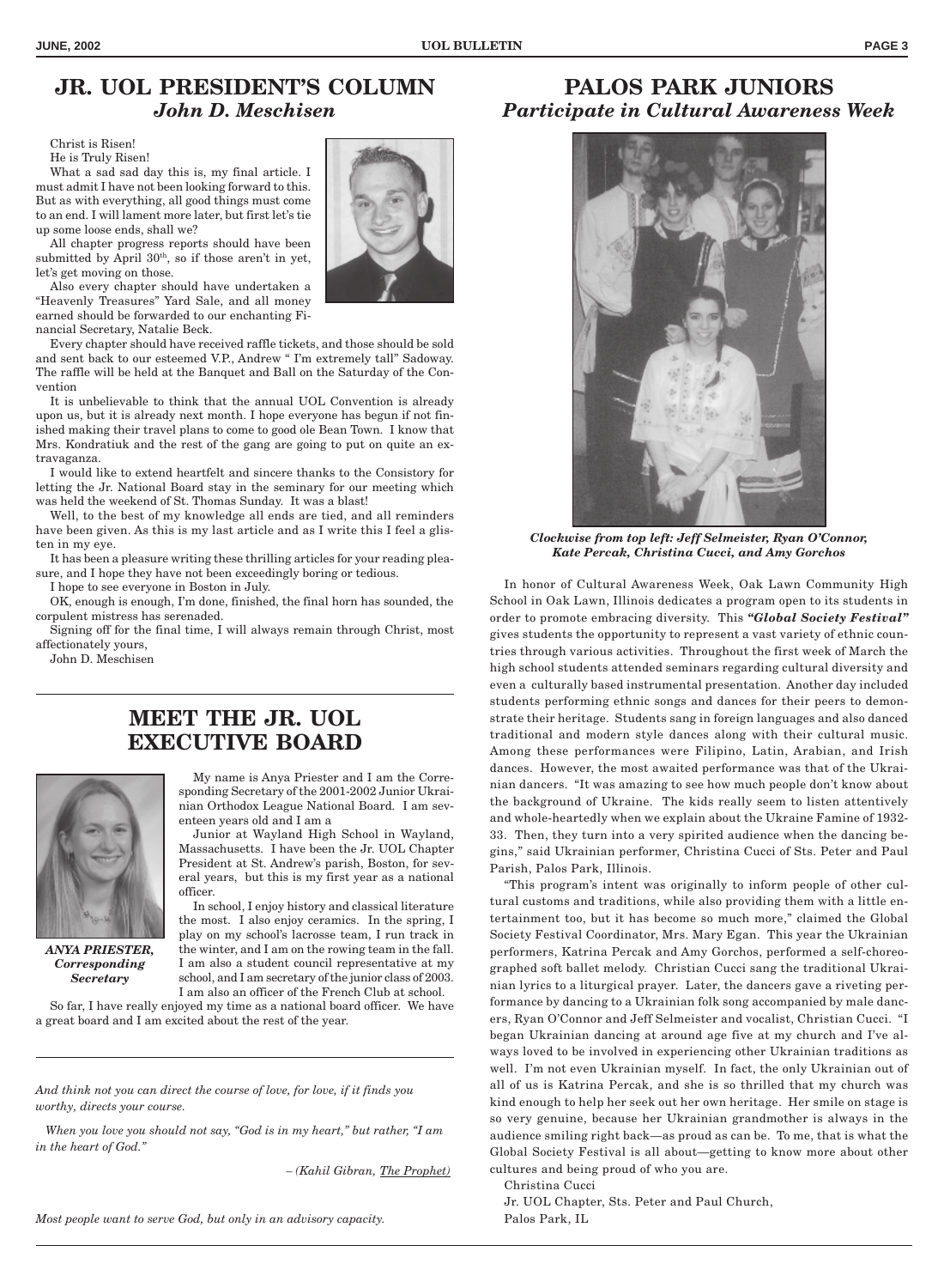## JR. UOL PRESIDENT'S COLUMN

### *John D. Meschisen*

Christ is Risen!

He is Truly Risen!

What a sad sad day this is, my final article. I must admit I have not been looking forward to this. But as with everything, all good things must come to an end. I will lament more later, but first let's tie up some loose ends, shall we?

All chapter progress reports should have been submitted by April 30th, so if those aren't in yet, let's get moving on those.

Also every chapter should have undertaken a "Heavenly Treasures" Yard Sale, and all money earned should be forwarded to our enchanting Financial Secretary, Natalie Beck.

Every chapter should have received raffle tickets, and those should be sold and sent back to our esteemed V.P., Andrew " I'm extremely tall" Sadoway. The raffle will be held at the Banquet and Ball on the Saturday of the Convention

It is unbelievable to think that the annual UOL Convention is already upon us, but it is already next month. I hope everyone has begun if not finished making their travel plans to come to good ole Bean Town. I know that Mrs. Kondratiuk and the rest of the gang are going to put on quite an extravaganza.

I would like to extend heartfelt and sincere thanks to the Consistory for letting the Jr. National Board stay in the seminary for our meeting which was held the weekend of St. Thomas Sunday. It was a blast!

Well, to the best of my knowledge all ends are tied, and all reminders have been given. As this is my last article and as I write this I feel a glisten in my eye.

It has been a pleasure writing these thrilling articles for your reading pleasure, and I hope they have not been exceedingly boring or tedious.

I hope to see everyone in Boston in July.

OK, enough is enough, I'm done, finished, the final horn has sounded, the corpulent mistress has serenaded.

Signing off for the final time, I will always remain through Christ, most affectionately yours,

John D. Meschisen

## MEET THE JR. UOL EXECUTIVE BOARD

***ANYA PRIESTER, Corresponding Secretary***

My name is Anya Priester and I am the Corresponding Secretary of the 2001-2002 Junior Ukrainian Orthodox League National Board. I am seventeen years old and I am a

Junior at Wayland High School in Wayland, Massachusetts. I have been the Jr. UOL Chapter President at St. Andrew's parish, Boston, for several years, but this is my first year as a national officer.

In school, I enjoy history and classical literature the most. I also enjoy ceramics. In the spring, I play on my school's lacrosse team, I run track in the winter, and I am on the rowing team in the fall. I am also a student council representative at my school, and I am secretary of the junior class of 2003. I am also an officer of the French Club at school.

So far, I have really enjoyed my time as a national board officer. We have a great board and I am excited about the rest of the year.

*And think not you can direct the course of love, for love, if it finds you worthy, directs your course.*

*When you love you should not say, "God is in my heart," but rather, "I am in the heart of God."*

*– (Kahil Gibran, The Prophet)*

*Most people want to serve God, but only in an advisory capacity.*

## PALOS PARK JUNIORS

### *Participate in Cultural Awareness Week*

***Clockwise from top left: Jeff Selmeister, Ryan O'Connor, Kate Percak, Christina Cucci, and Amy Gorchos***

In honor of Cultural Awareness Week, Oak Lawn Community High School in Oak Lawn, Illinois dedicates a program open to its students in order to promote embracing diversity. This ***"Global Society Festival"*** gives students the opportunity to represent a vast variety of ethnic countries through various activities. Throughout the first week of March the high school students attended seminars regarding cultural diversity and even a culturally based instrumental presentation. Another day included students performing ethnic songs and dances for their peers to demonstrate their heritage. Students sang in foreign languages and also danced traditional and modern style dances along with their cultural music. Among these performances were Filipino, Latin, Arabian, and Irish dances. However, the most awaited performance was that of the Ukrainian dancers. "It was amazing to see how much people don't know about the background of Ukraine. The kids really seem to listen attentively and whole-heartedly when we explain about the Ukraine Famine of 1932-33. Then, they turn into a very spirited audience when the dancing begins," said Ukrainian performer, Christina Cucci of Sts. Peter and Paul Parish, Palos Park, Illinois.

"This program's intent was originally to inform people of other cultural customs and traditions, while also providing them with a little entertainment too, but it has become so much more," claimed the Global Society Festival Coordinator, Mrs. Mary Egan. This year the Ukrainian performers, Katrina Percak and Amy Gorchos, performed a self-choreographed soft ballet melody. Christian Cucci sang the traditional Ukrainian lyrics to a liturgical prayer. Later, the dancers gave a riveting performance by dancing to a Ukrainian folk song accompanied by male dancers, Ryan O'Connor and Jeff Selmeister and vocalist, Christian Cucci. "I began Ukrainian dancing at around age five at my church and I've always loved to be involved in experiencing other Ukrainian traditions as well. I'm not even Ukrainian myself. In fact, the only Ukrainian out of all of us is Katrina Percak, and she is so thrilled that my church was kind enough to help her seek out her own heritage. Her smile on stage is so very genuine, because her Ukrainian grandmother is always in the audience smiling right back—as proud as can be. To me, that is what the Global Society Festival is all about—getting to know more about other cultures and being proud of who you are.

Christina Cucci

Jr. UOL Chapter, Sts. Peter and Paul Church,

Palos Park, IL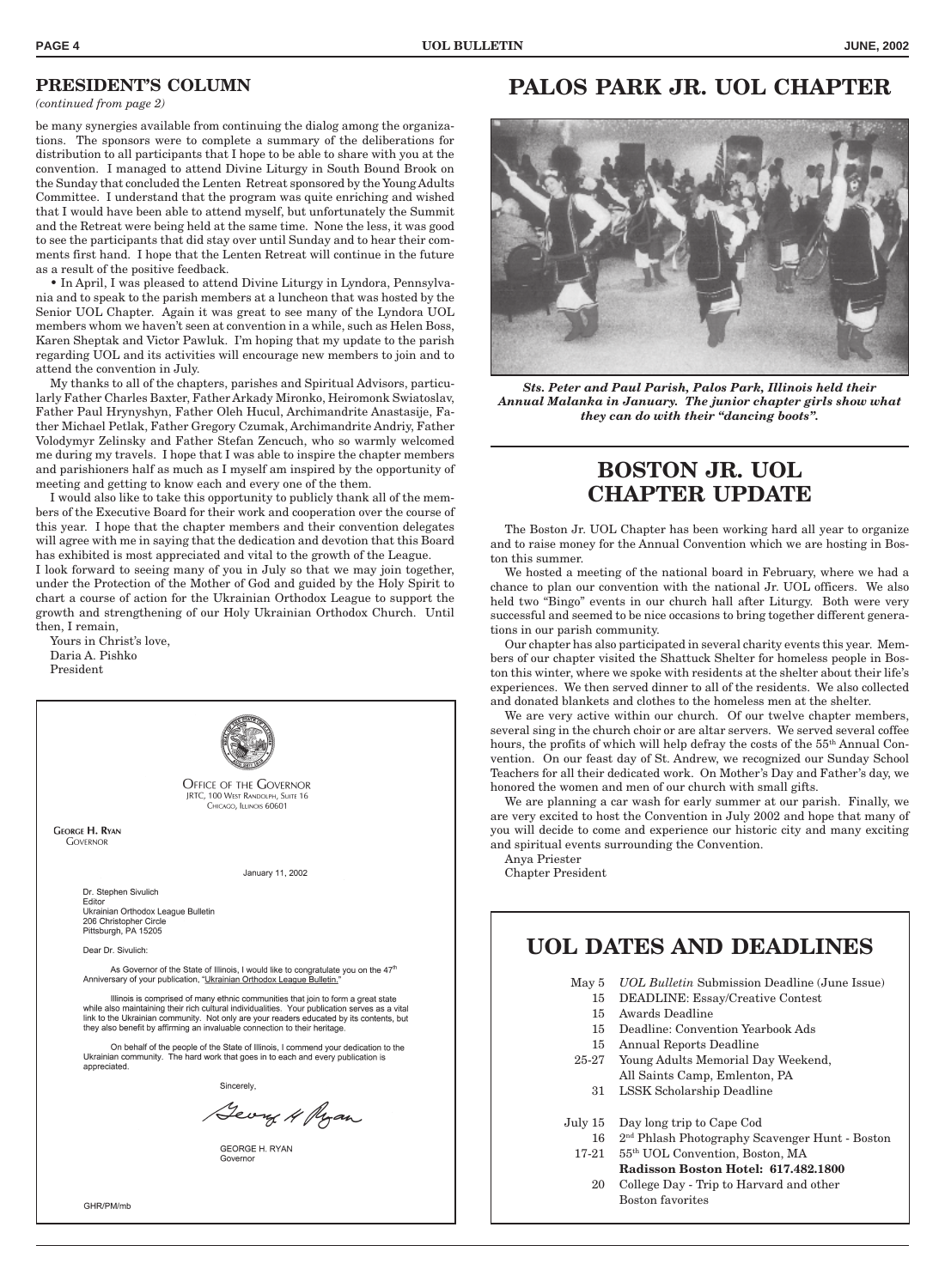## PRESIDENT'S COLUMN

*(continued from page 2)*

be many synergies available from continuing the dialog among the organizations. The sponsors were to complete a summary of the deliberations for distribution to all participants that I hope to be able to share with you at the convention. I managed to attend Divine Liturgy in South Bound Brook on the Sunday that concluded the Lenten Retreat sponsored by the Young Adults Committee. I understand that the program was quite enriching and wished that I would have been able to attend myself, but unfortunately the Summit and the Retreat were being held at the same time. None the less, it was good to see the participants that did stay over until Sunday and to hear their comments first hand. I hope that the Lenten Retreat will continue in the future as a result of the positive feedback.

• In April, I was pleased to attend Divine Liturgy in Lyndora, Pennsylvania and to speak to the parish members at a luncheon that was hosted by the Senior UOL Chapter. Again it was great to see many of the Lyndora UOL members whom we haven't seen at convention in a while, such as Helen Boss, Karen Sheptak and Victor Pawluk. I'm hoping that my update to the parish regarding UOL and its activities will encourage new members to join and to attend the convention in July.

My thanks to all of the chapters, parishes and Spiritual Advisors, particularly Father Charles Baxter, Father Arkady Mironko, Heiromonk Swiatoslav, Father Paul Hrynyshyn, Father Oleh Hucul, Archimandrite Anastasije, Father Michael Petlak, Father Gregory Czumak, Archimandrite Andriy, Father Volodymyr Zelinsky and Father Stefan Zencuch, who so warmly welcomed me during my travels. I hope that I was able to inspire the chapter members and parishioners half as much as I myself am inspired by the opportunity of meeting and getting to know each and every one of the them.

I would also like to take this opportunity to publicly thank all of the members of the Executive Board for their work and cooperation over the course of this year. I hope that the chapter members and their convention delegates will agree with me in saying that the dedication and devotion that this Board has exhibited is most appreciated and vital to the growth of the League.

I look forward to seeing many of you in July so that we may join together, under the Protection of the Mother of God and guided by the Holy Spirit to chart a course of action for the Ukrainian Orthodox League to support the growth and strengthening of our Holy Ukrainian Orthodox Church. Until then, I remain,

Yours in Christ's love,
Daria A. Pishko
President

---

OFFICE OF THE GOVERNOR
JRTC, 100 WEST RANDOLPH, SUITE 16
CHICAGO, ILLINOIS 60601

**GEORGE H. RYAN**
GOVERNOR

January 11, 2002

Dr. Stephen Sivulich
Editor
Ukrainian Orthodox League Bulletin
206 Christopher Circle
Pittsburgh, PA 15205

Dear Dr. Sivulich:

As Governor of the State of Illinois, I would like to congratulate you on the 47th Anniversary of your publication, "Ukrainian Orthodox League Bulletin."

Illinois is comprised of many ethnic communities that join to form a great state while also maintaining their rich cultural individualities. Your publication serves as a vital link to the Ukrainian community. Not only are your readers educated by its contents, but they also benefit by affirming an invaluable connection to their heritage.

On behalf of the people of the State of Illinois, I commend your dedication to the Ukrainian community. The hard work that goes in to each and every publication is appreciated.

Sincerely,

George H Ryan

GEORGE H. RYAN
Governor

GHR/PM/mb

---

## PALOS PARK JR. UOL CHAPTER

***Sts. Peter and Paul Parish, Palos Park, Illinois held their Annual Malanka in January. The junior chapter girls show what they can do with their "dancing boots".***

## BOSTON JR. UOL CHAPTER UPDATE

The Boston Jr. UOL Chapter has been working hard all year to organize and to raise money for the Annual Convention which we are hosting in Boston this summer.

We hosted a meeting of the national board in February, where we had a chance to plan our convention with the national Jr. UOL officers. We also held two "Bingo" events in our church hall after Liturgy. Both were very successful and seemed to be nice occasions to bring together different generations in our parish community.

Our chapter has also participated in several charity events this year. Members of our chapter visited the Shattuck Shelter for homeless people in Boston this winter, where we spoke with residents at the shelter about their life's experiences. We then served dinner to all of the residents. We also collected and donated blankets and clothes to the homeless men at the shelter.

We are very active within our church. Of our twelve chapter members, several sing in the church choir or are altar servers. We served several coffee hours, the profits of which will help defray the costs of the 55th Annual Convention. On our feast day of St. Andrew, we recognized our Sunday School Teachers for all their dedicated work. On Mother's Day and Father's day, we honored the women and men of our church with small gifts.

We are planning a car wash for early summer at our parish. Finally, we are very excited to host the Convention in July 2002 and hope that many of you will decide to come and experience our historic city and many exciting and spiritual events surrounding the Convention.

Anya Priester
Chapter President

## UOL DATES AND DEADLINES

| | |
|---|---|
| May 5 | *UOL Bulletin* Submission Deadline (June Issue) |
| 15 | DEADLINE: Essay/Creative Contest |
| 15 | Awards Deadline |
| 15 | Deadline: Convention Yearbook Ads |
| 15 | Annual Reports Deadline |
| 25-27 | Young Adults Memorial Day Weekend, All Saints Camp, Emlenton, PA |
| 31 | LSSK Scholarship Deadline |
| July 15 | Day long trip to Cape Cod |
| 16 | 2nd Phlash Photography Scavenger Hunt - Boston |
| 17-21 | 55th UOL Convention, Boston, MA **Radisson Boston Hotel: 617.482.1800** |
| 20 | College Day - Trip to Harvard and other Boston favorites |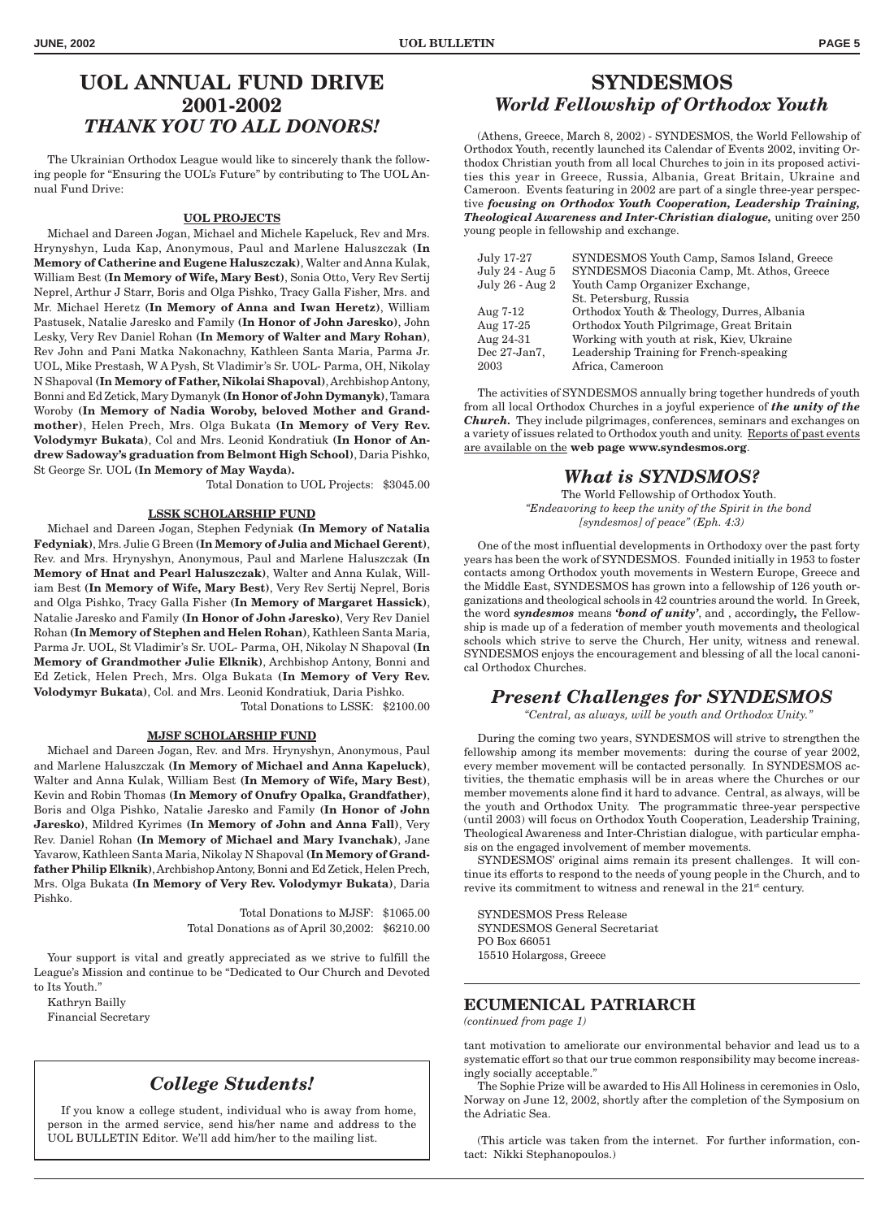# UOL ANNUAL FUND DRIVE 2001-2002

## *THANK YOU TO ALL DONORS!*

The Ukrainian Orthodox League would like to sincerely thank the following people for "Ensuring the UOL's Future" by contributing to The UOL Annual Fund Drive:

### UOL PROJECTS

Michael and Dareen Jogan, Michael and Michele Kapeluck, Rev and Mrs. Hrynyshyn, Luda Kap, Anonymous, Paul and Marlene Haluszczak **(In Memory of Catherine and Eugene Haluszczak)**, Walter and Anna Kulak, William Best **(In Memory of Wife, Mary Best)**, Sonia Otto, Very Rev Sertij Neprel, Arthur J Starr, Boris and Olga Pishko, Tracy Galla Fisher, Mrs. and Mr. Michael Heretz **(In Memory of Anna and Iwan Heretz)**, William Pastusek, Natalie Jaresko and Family **(In Honor of John Jaresko)**, John Lesky, Very Rev Daniel Rohan **(In Memory of Walter and Mary Rohan)**, Rev John and Pani Matka Nakonachny, Kathleen Santa Maria, Parma Jr. UOL, Mike Prestash, W A Pysh, St Vladimir's Sr. UOL- Parma, OH, Nikolay N Shapoval **(In Memory of Father, Nikolai Shapoval)**, Archbishop Antony, Bonni and Ed Zetick, Mary Dymanyk **(In Honor of John Dymanyk)**, Tamara Woroby **(In Memory of Nadia Woroby, beloved Mother and Grandmother)**, Helen Prech, Mrs. Olga Bukata **(In Memory of Very Rev. Volodymyr Bukata)**, Col and Mrs. Leonid Kondratiuk **(In Honor of Andrew Sadoway's graduation from Belmont High School)**, Daria Pishko, St George Sr. UOL **(In Memory of May Wayda).**

Total Donation to UOL Projects: $3045.00

### LSSK SCHOLARSHIP FUND

Michael and Dareen Jogan, Stephen Fedyniak **(In Memory of Natalia Fedyniak)**, Mrs. Julie G Breen **(In Memory of Julia and Michael Gerent)**, Rev. and Mrs. Hrynyshyn, Anonymous, Paul and Marlene Haluszczak **(In Memory of Hnat and Pearl Haluszczak)**, Walter and Anna Kulak, William Best **(In Memory of Wife, Mary Best)**, Very Rev Sertij Neprel, Boris and Olga Pishko, Tracy Galla Fisher **(In Memory of Margaret Hassick)**, Natalie Jaresko and Family **(In Honor of John Jaresko)**, Very Rev Daniel Rohan **(In Memory of Stephen and Helen Rohan)**, Kathleen Santa Maria, Parma Jr. UOL, St Vladimir's Sr. UOL- Parma, OH, Nikolay N Shapoval **(In Memory of Grandmother Julie Elknik)**, Archbishop Antony, Bonni and Ed Zetick, Helen Prech, Mrs. Olga Bukata **(In Memory of Very Rev. Volodymyr Bukata)**, Col. and Mrs. Leonid Kondratiuk, Daria Pishko.

Total Donations to LSSK: $2100.00

### MJSF SCHOLARSHIP FUND

Michael and Dareen Jogan, Rev. and Mrs. Hrynyshyn, Anonymous, Paul and Marlene Haluszczak **(In Memory of Michael and Anna Kapeluck)**, Walter and Anna Kulak, William Best **(In Memory of Wife, Mary Best)**, Kevin and Robin Thomas **(In Memory of Onufry Opalka, Grandfather)**, Boris and Olga Pishko, Natalie Jaresko and Family **(In Honor of John Jaresko)**, Mildred Kyrimes **(In Memory of John and Anna Fall)**, Very Rev. Daniel Rohan **(In Memory of Michael and Mary Ivanchak)**, Jane Yavarow, Kathleen Santa Maria, Nikolay N Shapoval **(In Memory of Grandfather Philip Elknik)**, Archbishop Antony, Bonni and Ed Zetick, Helen Prech, Mrs. Olga Bukata **(In Memory of Very Rev. Volodymyr Bukata)**, Daria Pishko.

Total Donations to MJSF: $1065.00

Total Donations as of April 30,2002: $6210.00

Your support is vital and greatly appreciated as we strive to fulfill the League's Mission and continue to be "Dedicated to Our Church and Devoted to Its Youth."

Kathryn Bailly
Financial Secretary

## *College Students!*

If you know a college student, individual who is away from home, person in the armed service, send his/her name and address to the UOL BULLETIN Editor. We'll add him/her to the mailing list.

# SYNDESMOS

## *World Fellowship of Orthodox Youth*

(Athens, Greece, March 8, 2002) - SYNDESMOS, the World Fellowship of Orthodox Youth, recently launched its Calendar of Events 2002, inviting Orthodox Christian youth from all local Churches to join in its proposed activities this year in Greece, Russia, Albania, Great Britain, Ukraine and Cameroon. Events featuring in 2002 are part of a single three-year perspective ***focusing on Orthodox Youth Cooperation, Leadership Training, Theological Awareness and Inter-Christian dialogue,*** uniting over 250 young people in fellowship and exchange.

| | |
|---|---|
| July 17-27 | SYNDESMOS Youth Camp, Samos Island, Greece |
| July 24 - Aug 5 | SYNDESMOS Diaconia Camp, Mt. Athos, Greece |
| July 26 - Aug 2 | Youth Camp Organizer Exchange, St. Petersburg, Russia |
| Aug 7-12 | Orthodox Youth & Theology, Durres, Albania |
| Aug 17-25 | Orthodox Youth Pilgrimage, Great Britain |
| Aug 24-31 | Working with youth at risk, Kiev, Ukraine |
| Dec 27-Jan7, 2003 | Leadership Training for French-speaking Africa, Cameroon |

The activities of SYNDESMOS annually bring together hundreds of youth from all local Orthodox Churches in a joyful experience of ***the unity of the Church.*** They include pilgrimages, conferences, seminars and exchanges on a variety of issues related to Orthodox youth and unity. Reports of past events are available on the **web page www.syndesmos.org**.

## *What is SYNDSMOS?*

The World Fellowship of Orthodox Youth.
*"Endeavoring to keep the unity of the Spirit in the bond [syndesmos] of peace" (Eph. 4:3)*

One of the most influential developments in Orthodoxy over the past forty years has been the work of SYNDESMOS. Founded initially in 1953 to foster contacts among Orthodox youth movements in Western Europe, Greece and the Middle East, SYNDESMOS has grown into a fellowship of 126 youth organizations and theological schools in 42 countries around the world. In Greek, the word ***syndesmos*** means ***'bond of unity'***, and , accordingly**,** the Fellowship is made up of a federation of member youth movements and theological schools which strive to serve the Church, Her unity, witness and renewal. SYNDESMOS enjoys the encouragement and blessing of all the local canonical Orthodox Churches.

## *Present Challenges for SYNDESMOS*

*"Central, as always, will be youth and Orthodox Unity."*

During the coming two years, SYNDESMOS will strive to strengthen the fellowship among its member movements: during the course of year 2002, every member movement will be contacted personally. In SYNDESMOS activities, the thematic emphasis will be in areas where the Churches or our member movements alone find it hard to advance. Central, as always, will be the youth and Orthodox Unity. The programmatic three-year perspective (until 2003) will focus on Orthodox Youth Cooperation, Leadership Training, Theological Awareness and Inter-Christian dialogue, with particular emphasis on the engaged involvement of member movements.

SYNDESMOS' original aims remain its present challenges. It will continue its efforts to respond to the needs of young people in the Church, and to revive its commitment to witness and renewal in the 21st century.

SYNDESMOS Press Release
SYNDESMOS General Secretariat
PO Box 66051
15510 Holargoss, Greece

## ECUMENICAL PATRIARCH

*(continued from page 1)*

tant motivation to ameliorate our environmental behavior and lead us to a systematic effort so that our true common responsibility may become increasingly socially acceptable."

The Sophie Prize will be awarded to His All Holiness in ceremonies in Oslo, Norway on June 12, 2002, shortly after the completion of the Symposium on the Adriatic Sea.

(This article was taken from the internet. For further information, contact: Nikki Stephanopoulos.)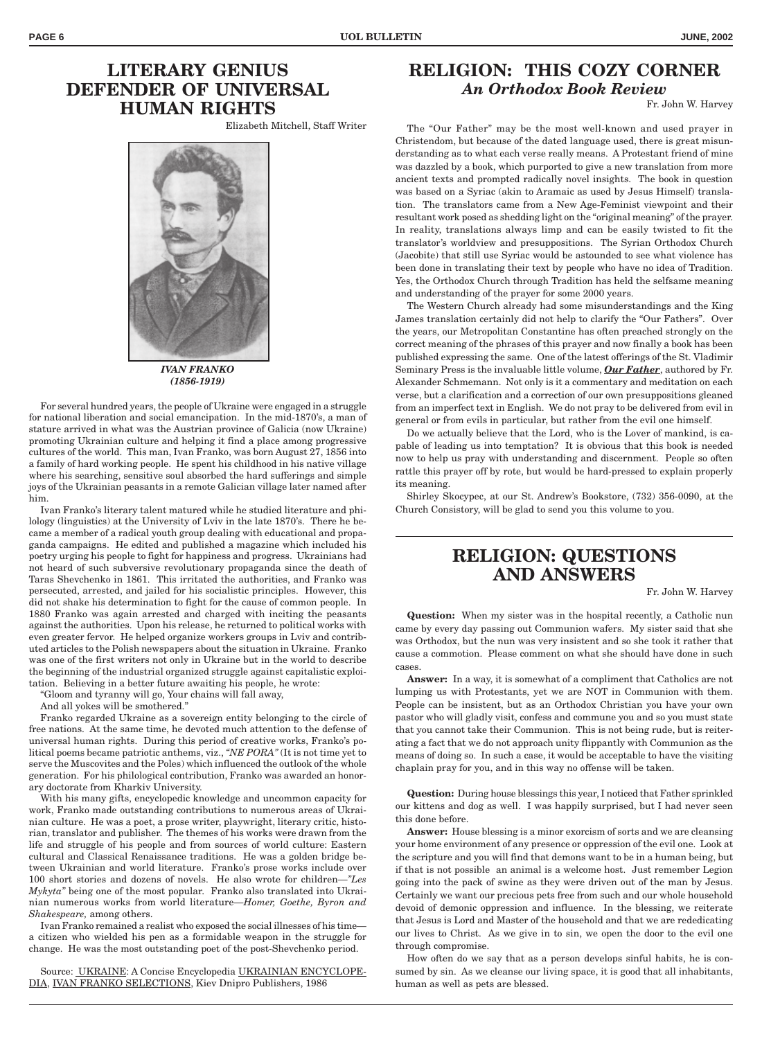# LITERARY GENIUS DEFENDER OF UNIVERSAL HUMAN RIGHTS

Elizabeth Mitchell, Staff Writer

***IVAN FRANKO (1856-1919)***

For several hundred years, the people of Ukraine were engaged in a struggle for national liberation and social emancipation. In the mid-1870's, a man of stature arrived in what was the Austrian province of Galicia (now Ukraine) promoting Ukrainian culture and helping it find a place among progressive cultures of the world. This man, Ivan Franko, was born August 27, 1856 into a family of hard working people. He spent his childhood in his native village where his searching, sensitive soul absorbed the hard sufferings and simple joys of the Ukrainian peasants in a remote Galician village later named after him.

Ivan Franko's literary talent matured while he studied literature and philology (linguistics) at the University of Lviv in the late 1870's. There he became a member of a radical youth group dealing with educational and propaganda campaigns. He edited and published a magazine which included his poetry urging his people to fight for happiness and progress. Ukrainians had not heard of such subversive revolutionary propaganda since the death of Taras Shevchenko in 1861. This irritated the authorities, and Franko was persecuted, arrested, and jailed for his socialistic principles. However, this did not shake his determination to fight for the cause of common people. In 1880 Franko was again arrested and charged with inciting the peasants against the authorities. Upon his release, he returned to political works with even greater fervor. He helped organize workers groups in Lviv and contributed articles to the Polish newspapers about the situation in Ukraine. Franko was one of the first writers not only in Ukraine but in the world to describe the beginning of the industrial organized struggle against capitalistic exploitation. Believing in a better future awaiting his people, he wrote:

"Gloom and tyranny will go, Your chains will fall away,
And all yokes will be smothered."

Franko regarded Ukraine as a sovereign entity belonging to the circle of free nations. At the same time, he devoted much attention to the defense of universal human rights. During this period of creative works, Franko's political poems became patriotic anthems, viz., *"NE PORA"* (It is not time yet to serve the Muscovites and the Poles) which influenced the outlook of the whole generation. For his philological contribution, Franko was awarded an honorary doctorate from Kharkiv University.

With his many gifts, encyclopedic knowledge and uncommon capacity for work, Franko made outstanding contributions to numerous areas of Ukrainian culture. He was a poet, a prose writer, playwright, literary critic, historian, translator and publisher. The themes of his works were drawn from the life and struggle of his people and from sources of world culture: Eastern cultural and Classical Renaissance traditions. He was a golden bridge between Ukrainian and world literature. Franko's prose works include over 100 short stories and dozens of novels. He also wrote for children—*"Les Mykyta"* being one of the most popular. Franko also translated into Ukrainian numerous works from world literature—*Homer, Goethe, Byron and Shakespeare,* among others.

Ivan Franko remained a realist who exposed the social illnesses of his time—a citizen who wielded his pen as a formidable weapon in the struggle for change. He was the most outstanding poet of the post-Shevchenko period.

Source: UKRAINE: A Concise Encyclopedia UKRAINIAN ENCYCLOPEDIA, IVAN FRANKO SELECTIONS, Kiev Dnipro Publishers, 1986

# RELIGION: THIS COZY CORNER

## *An Orthodox Book Review*

Fr. John W. Harvey

The "Our Father" may be the most well-known and used prayer in Christendom, but because of the dated language used, there is great misunderstanding as to what each verse really means. A Protestant friend of mine was dazzled by a book, which purported to give a new translation from more ancient texts and prompted radically novel insights. The book in question was based on a Syriac (akin to Aramaic as used by Jesus Himself) translation. The translators came from a New Age-Feminist viewpoint and their resultant work posed as shedding light on the "original meaning" of the prayer. In reality, translations always limp and can be easily twisted to fit the translator's worldview and presuppositions. The Syrian Orthodox Church (Jacobite) that still use Syriac would be astounded to see what violence has been done in translating their text by people who have no idea of Tradition. Yes, the Orthodox Church through Tradition has held the selfsame meaning and understanding of the prayer for some 2000 years.

The Western Church already had some misunderstandings and the King James translation certainly did not help to clarify the "Our Fathers". Over the years, our Metropolitan Constantine has often preached strongly on the correct meaning of the phrases of this prayer and now finally a book has been published expressing the same. One of the latest offerings of the St. Vladimir Seminary Press is the invaluable little volume, ***Our Father***, authored by Fr. Alexander Schmemann. Not only is it a commentary and meditation on each verse, but a clarification and a correction of our own presuppositions gleaned from an imperfect text in English. We do not pray to be delivered from evil in general or from evils in particular, but rather from the evil one himself.

Do we actually believe that the Lord, who is the Lover of mankind, is capable of leading us into temptation? It is obvious that this book is needed now to help us pray with understanding and discernment. People so often rattle this prayer off by rote, but would be hard-pressed to explain properly its meaning.

Shirley Skocypec, at our St. Andrew's Bookstore, (732) 356-0090, at the Church Consistory, will be glad to send you this volume to you.

# RELIGION: QUESTIONS AND ANSWERS

Fr. John W. Harvey

**Question:** When my sister was in the hospital recently, a Catholic nun came by every day passing out Communion wafers. My sister said that she was Orthodox, but the nun was very insistent and so she took it rather that cause a commotion. Please comment on what she should have done in such cases.

**Answer:** In a way, it is somewhat of a compliment that Catholics are not lumping us with Protestants, yet we are NOT in Communion with them. People can be insistent, but as an Orthodox Christian you have your own pastor who will gladly visit, confess and commune you and so you must state that you cannot take their Communion. This is not being rude, but is reiterating a fact that we do not approach unity flippantly with Communion as the means of doing so. In such a case, it would be acceptable to have the visiting chaplain pray for you, and in this way no offense will be taken.

**Question:** During house blessings this year, I noticed that Father sprinkled our kittens and dog as well. I was happily surprised, but I had never seen this done before.

**Answer:** House blessing is a minor exorcism of sorts and we are cleansing your home environment of any presence or oppression of the evil one. Look at the scripture and you will find that demons want to be in a human being, but if that is not possible an animal is a welcome host. Just remember Legion going into the pack of swine as they were driven out of the man by Jesus. Certainly we want our precious pets free from such and our whole household devoid of demonic oppression and influence. In the blessing, we reiterate that Jesus is Lord and Master of the household and that we are rededicating our lives to Christ. As we give in to sin, we open the door to the evil one through compromise.

How often do we say that as a person develops sinful habits, he is consumed by sin. As we cleanse our living space, it is good that all inhabitants, human as well as pets are blessed.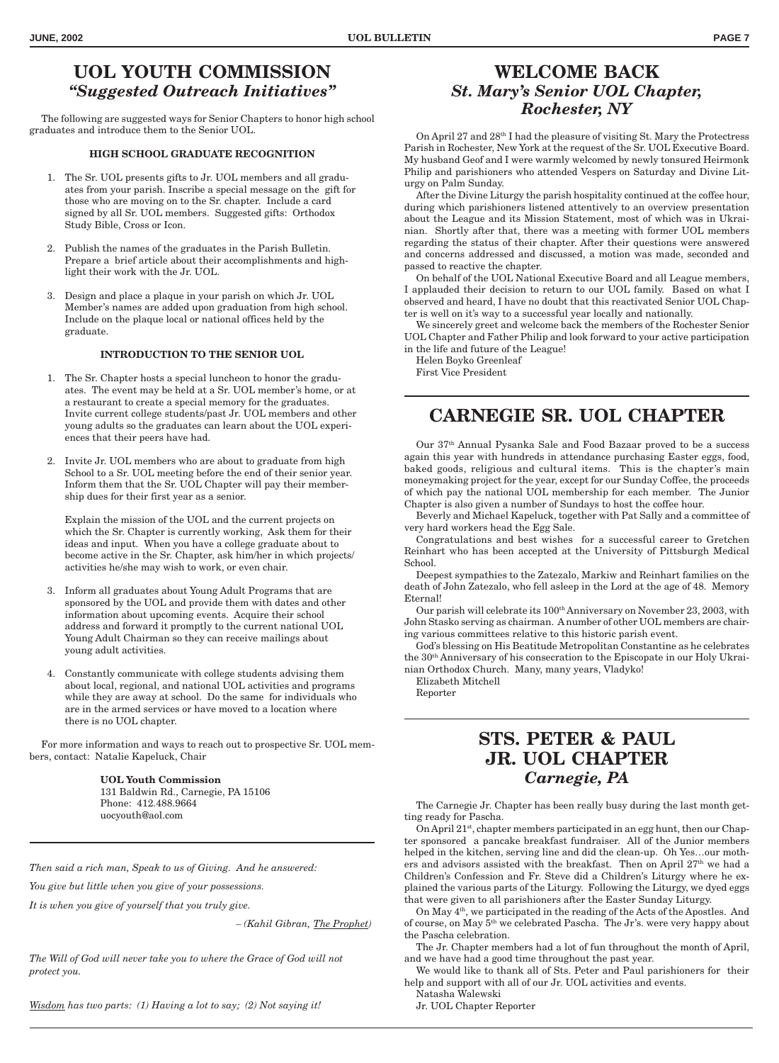## UOL YOUTH COMMISSION
### *"Suggested Outreach Initiatives"*

The following are suggested ways for Senior Chapters to honor high school graduates and introduce them to the Senior UOL.

**HIGH SCHOOL GRADUATE RECOGNITION**

1. The Sr. UOL presents gifts to Jr. UOL members and all graduates from your parish. Inscribe a special message on the gift for those who are moving on to the Sr. chapter. Include a card signed by all Sr. UOL members. Suggested gifts: Orthodox Study Bible, Cross or Icon.

2. Publish the names of the graduates in the Parish Bulletin. Prepare a brief article about their accomplishments and highlight their work with the Jr. UOL.

3. Design and place a plaque in your parish on which Jr. UOL Member's names are added upon graduation from high school. Include on the plaque local or national offices held by the graduate.

**INTRODUCTION TO THE SENIOR UOL**

1. The Sr. Chapter hosts a special luncheon to honor the graduates. The event may be held at a Sr. UOL member's home, or at a restaurant to create a special memory for the graduates. Invite current college students/past Jr. UOL members and other young adults so the graduates can learn about the UOL experiences that their peers have had.

2. Invite Jr. UOL members who are about to graduate from high School to a Sr. UOL meeting before the end of their senior year. Inform them that the Sr. UOL Chapter will pay their membership dues for their first year as a senior.

   Explain the mission of the UOL and the current projects on which the Sr. Chapter is currently working, Ask them for their ideas and input. When you have a college graduate about to become active in the Sr. Chapter, ask him/her in which projects/activities he/she may wish to work, or even chair.

3. Inform all graduates about Young Adult Programs that are sponsored by the UOL and provide them with dates and other information about upcoming events. Acquire their school address and forward it promptly to the current national UOL Young Adult Chairman so they can receive mailings about young adult activities.

4. Constantly communicate with college students advising them about local, regional, and national UOL activities and programs while they are away at school. Do the same for individuals who are in the armed services or have moved to a location where there is no UOL chapter.

For more information and ways to reach out to prospective Sr. UOL members, contact: Natalie Kapeluck, Chair

**UOL Youth Commission**
131 Baldwin Rd., Carnegie, PA 15106
Phone: 412.488.9664
uocyouth@aol.com

---

*Then said a rich man, Speak to us of Giving. And he answered:*

*You give but little when you give of your possessions.*

*It is when you give of yourself that you truly give.*

*– (Kahil Gibran, The Prophet)*

*The Will of God will never take you to where the Grace of God will not protect you.*

*Wisdom has two parts: (1) Having a lot to say; (2) Not saying it!*

## WELCOME BACK
### *St. Mary's Senior UOL Chapter, Rochester, NY*

On April 27 and 28th I had the pleasure of visiting St. Mary the Protectress Parish in Rochester, New York at the request of the Sr. UOL Executive Board. My husband Geof and I were warmly welcomed by newly tonsured Heirmonk Philip and parishioners who attended Vespers on Saturday and Divine Liturgy on Palm Sunday.

After the Divine Liturgy the parish hospitality continued at the coffee hour, during which parishioners listened attentively to an overview presentation about the League and its Mission Statement, most of which was in Ukrainian. Shortly after that, there was a meeting with former UOL members regarding the status of their chapter. After their questions were answered and concerns addressed and discussed, a motion was made, seconded and passed to reactive the chapter.

On behalf of the UOL National Executive Board and all League members, I applauded their decision to return to our UOL family. Based on what I observed and heard, I have no doubt that this reactivated Senior UOL Chapter is well on it's way to a successful year locally and nationally.

We sincerely greet and welcome back the members of the Rochester Senior UOL Chapter and Father Philip and look forward to your active participation in the life and future of the League!

Helen Boyko Greenleaf
First Vice President

## CARNEGIE SR. UOL CHAPTER

Our 37th Annual Pysanka Sale and Food Bazaar proved to be a success again this year with hundreds in attendance purchasing Easter eggs, food, baked goods, religious and cultural items. This is the chapter's main moneymaking project for the year, except for our Sunday Coffee, the proceeds of which pay the national UOL membership for each member. The Junior Chapter is also given a number of Sundays to host the coffee hour.

Beverly and Michael Kapeluck, together with Pat Sally and a committee of very hard workers head the Egg Sale.

Congratulations and best wishes for a successful career to Gretchen Reinhart who has been accepted at the University of Pittsburgh Medical School.

Deepest sympathies to the Zatezalo, Markiw and Reinhart families on the death of John Zatezalo, who fell asleep in the Lord at the age of 48. Memory Eternal!

Our parish will celebrate its 100th Anniversary on November 23, 2003, with John Stasko serving as chairman. A number of other UOL members are chairing various committees relative to this historic parish event.

God's blessing on His Beatitude Metropolitan Constantine as he celebrates the 30th Anniversary of his consecration to the Episcopate in our Holy Ukrainian Orthodox Church. Many, many years, Vladyko!

Elizabeth Mitchell
Reporter

## STS. PETER & PAUL JR. UOL CHAPTER
### *Carnegie, PA*

The Carnegie Jr. Chapter has been really busy during the last month getting ready for Pascha.

On April 21st, chapter members participated in an egg hunt, then our Chapter sponsored a pancake breakfast fundraiser. All of the Junior members helped in the kitchen, serving line and did the clean-up. Oh Yes…our mothers and advisors assisted with the breakfast. Then on April 27th we had a Children's Confession and Fr. Steve did a Children's Liturgy where he explained the various parts of the Liturgy. Following the Liturgy, we dyed eggs that were given to all parishioners after the Easter Sunday Liturgy.

On May 4th, we participated in the reading of the Acts of the Apostles. And of course, on May 5th we celebrated Pascha. The Jr's. were very happy about the Pascha celebration.

The Jr. Chapter members had a lot of fun throughout the month of April, and we have had a good time throughout the past year.

We would like to thank all of Sts. Peter and Paul parishioners for their help and support with all of our Jr. UOL activities and events.

Natasha Walewski
Jr. UOL Chapter Reporter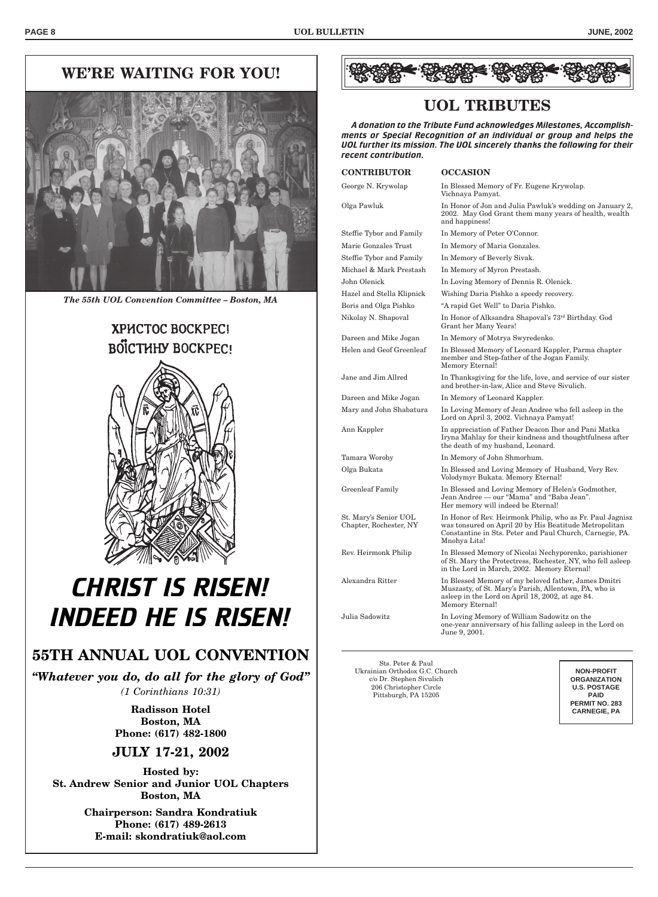## WE'RE WAITING FOR YOU!

*The 55th UOL Convention Committee – Boston, MA*

ХРИСТОС ВОСКРЕС!
ВОЇСТИНУ ВОСКРЕС!

# *CHRIST IS RISEN! INDEED HE IS RISEN!*

## 55TH ANNUAL UOL CONVENTION

***"Whatever you do, do all for the glory of God"***

*(1 Corinthians 10:31)*

**Radisson Hotel**
**Boston, MA**
**Phone: (617) 482-1800**

### JULY 17-21, 2002

**Hosted by:**
**St. Andrew Senior and Junior UOL Chapters**
**Boston, MA**

**Chairperson: Sandra Kondratiuk**
**Phone: (617) 489-2613**
**E-mail: skondratiuk@aol.com**

## UOL TRIBUTES

***A donation to the Tribute Fund acknowledges Milestones, Accomplishments or Special Recognition of an individual or group and helps the UOL further its mission. The UOL sincerely thanks the following for their recent contribution.***

| CONTRIBUTOR | OCCASION |
|---|---|
| George N. Krywolap | In Blessed Memory of Fr. Eugene Krywolap. Vichnaya Pamyat. |
| Olga Pawluk | In Honor of Jon and Julia Pawluk's wedding on January 2, 2002. May God Grant them many years of health, wealth and happiness! |
| Steffie Tybor and Family | In Memory of Peter O'Connor. |
| Marie Gonzales Trust | In Memory of Maria Gonzales. |
| Steffie Tybor and Family | In Memory of Beverly Sivak. |
| Michael & Mark Prestash | In Memory of Myron Prestash. |
| John Olenick | In Loving Memory of Dennis R. Olenick. |
| Hazel and Stella Klipnick | Wishing Daria Pishko a speedy recovery. |
| Boris and Olga Pishko | "A rapid Get Well" to Daria Pishko. |
| Nikolay N. Shapoval | In Honor of Alksandra Shapoval's 73rd Birthday. God Grant her Many Years! |
| Dareen and Mike Jogan | In Memory of Motrya Swyredenko. |
| Helen and Geof Greenleaf | In Blessed Memory of Leonard Kappler, Parma chapter member and Step-father of the Jogan Family. Memory Eternal! |
| Jane and Jim Allred | In Thanksgiving for the life, love, and service of our sister and brother-in-law, Alice and Steve Sivulich. |
| Dareen and Mike Jogan | In Memory of Leonard Kappler. |
| Mary and John Shabatura | In Loving Memory of Jean Andree who fell asleep in the Lord on April 3, 2002. Vichnaya Pamyat! |
| Ann Kappler | In appreciation of Father Deacon Ihor and Pani Matka Iryna Mahlay for their kindness and thoughtfulness after the death of my husband, Leonard. |
| Tamara Woroby | In Memory of John Shmorhum. |
| Olga Bukata | In Blessed and Loving Memory of Husband, Very Rev. Volodymyr Bukata. Memory Eternal! |
| Greenleaf Family | In Blessed and Loving Memory of Helen's Godmother, Jean Andree — our "Mama" and "Baba Jean". Her memory will indeed be Eternal! |
| St. Mary's Senior UOL Chapter, Rochester, NY | In Honor of Rev. Heirmonk Philip, who as Fr. Paul Jagnisz was tonsured on April 20 by His Beatitude Metropolitan Constantine in Sts. Peter and Paul Church, Carnegie, PA. Mnohya Lita! |
| Rev. Heirmonk Philip | In Blessed Memory of Nicolai Nechyporenko, parishioner of St. Mary the Protectress, Rochester, NY, who fell asleep in the Lord in March, 2002. Memory Eternal! |
| Alexandra Ritter | In Blessed Memory of my beloved father, James Dmitri Muszasty, of St. Mary's Parish, Allentown, PA, who is asleep in the Lord on April 18, 2002, at age 84. Memory Eternal! |
| Julia Sadowitz | In Loving Memory of William Sadowitz on the one-year anniversary of his falling asleep in the Lord on June 9, 2001. |

Sts. Peter & Paul
Ukrainian Orthodox G.C. Church
c/o Dr. Stephen Sivulich
206 Christopher Circle
Pittsburgh, PA 15205

NON-PROFIT
ORGANIZATION
U.S. POSTAGE
PAID
PERMIT NO. 283
CARNEGIE, PA